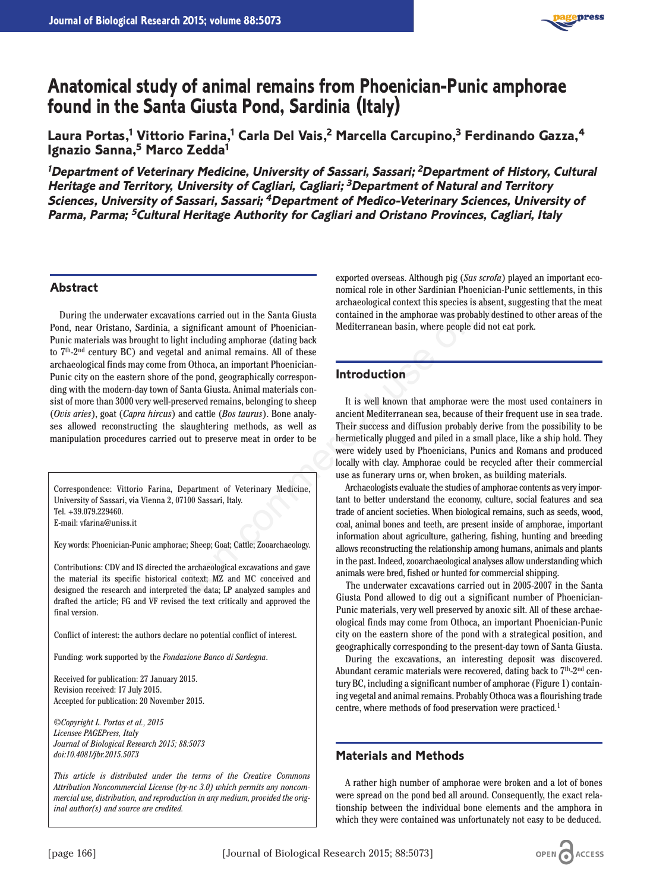# Anatomical study of animal remains from Phoenician-Punic amphorae found in the Santa Giusta Pond, Sardinia (Italy)

**Laura Portas,[1] Vittorio Farina,[1] Carla Del Vais,[2] Marcella Carcupino,[3] Ferdinando Gazza,[4] Ignazio Sanna,[5] Marco Zedda[1]**

*[1]Department of Veterinary Medicine, University of Sassari, Sassari; [2]Department of History, Cultural Heritage and Territory, University of Cagliari, Cagliari; [3]Department of Natural and Territory Sciences, University of Sassari, Sassari; [4]Department of Medico-Veterinary Sciences, University of Parma, Parma; [5]Cultural Heritage Authority for Cagliari and Oristano Provinces, Cagliari, Italy*

## Abstract

During the underwater excavations carried out in the Santa Giusta Pond, near Oristano, Sardinia, a significant amount of Phoenician-Punic materials was brought to light including amphorae (dating back to 7th-2nd century BC) and vegetal and animal remains. All of these archaeological finds may come from Othoca, an important Phoenician-Punic city on the eastern shore of the pond, geographically corresponding with the modern-day town of Santa Giusta. Animal materials consist of more than 3000 very well-preserved remains, belonging to sheep (*Ovis aries*), goat (*Capra hircus*) and cattle (*Bos taurus*). Bone analyses allowed reconstructing the slaughtering methods, as well as manipulation procedures carried out to preserve meat in order to be exported overseas. Although pig (*Sus scrofa*) played an important economical role in other Sardinian Phoenician-Punic settlements, in this archaeological context this species is absent, suggesting that the meat contained in the amphorae was probably destined to other areas of the Mediterranean basin, where people did not eat pork.

Correspondence: Vittorio Farina, Department of Veterinary Medicine, University of Sassari, via Vienna 2, 07100 Sassari, Italy.
Tel. +39.079.229460.
E-mail: vfarina@uniss.it

Key words: Phoenician-Punic amphorae; Sheep; Goat; Cattle; Zooarchaeology.

Contributions: CDV and IS directed the archaeological excavations and gave the material its specific historical context; MZ and MC conceived and designed the research and interpreted the data; LP analyzed samples and drafted the article; FG and VF revised the text critically and approved the final version.

Conflict of interest: the authors declare no potential conflict of interest.

Funding: work supported by the *Fondazione Banco di Sardegna*.

Received for publication: 27 January 2015.
Revision received: 17 July 2015.
Accepted for publication: 20 November 2015.

*©Copyright L. Portas et al., 2015*
*Licensee PAGEPress, Italy*
*Journal of Biological Research 2015; 88:5073*
*doi:10.4081/jbr.2015.5073*

*This article is distributed under the terms of the Creative Commons Attribution Noncommercial License (by-nc 3.0) which permits any noncommercial use, distribution, and reproduction in any medium, provided the original author(s) and source are credited.*

## Introduction

It is well known that amphorae were the most used containers in ancient Mediterranean sea, because of their frequent use in sea trade. Their success and diffusion probably derive from the possibility to be hermetically plugged and piled in a small place, like a ship hold. They were widely used by Phoenicians, Punics and Romans and produced locally with clay. Amphorae could be recycled after their commercial use as funerary urns or, when broken, as building materials.

Archaeologists evaluate the studies of amphorae contents as very important to better understand the economy, culture, social features and sea trade of ancient societies. When biological remains, such as seeds, wood, coal, animal bones and teeth, are present inside of amphorae, important information about agriculture, gathering, fishing, hunting and breeding allows reconstructing the relationship among humans, animals and plants in the past. Indeed, zooarchaeological analyses allow understanding which animals were bred, fished or hunted for commercial shipping.

The underwater excavations carried out in 2005-2007 in the Santa Giusta Pond allowed to dig out a significant number of Phoenician-Punic materials, very well preserved by anoxic silt. All of these archaeological finds may come from Othoca, an important Phoenician-Punic city on the eastern shore of the pond with a strategical position, and geographically corresponding to the present-day town of Santa Giusta.

During the excavations, an interesting deposit was discovered. Abundant ceramic materials were recovered, dating back to 7th-2nd century BC, including a significant number of amphorae (Figure 1) containing vegetal and animal remains. Probably Othoca was a flourishing trade centre, where methods of food preservation were practiced.[1]

## Materials and Methods

A rather high number of amphorae were broken and a lot of bones were spread on the pond bed all around. Consequently, the exact relationship between the individual bone elements and the amphora in which they were contained was unfortunately not easy to be deduced.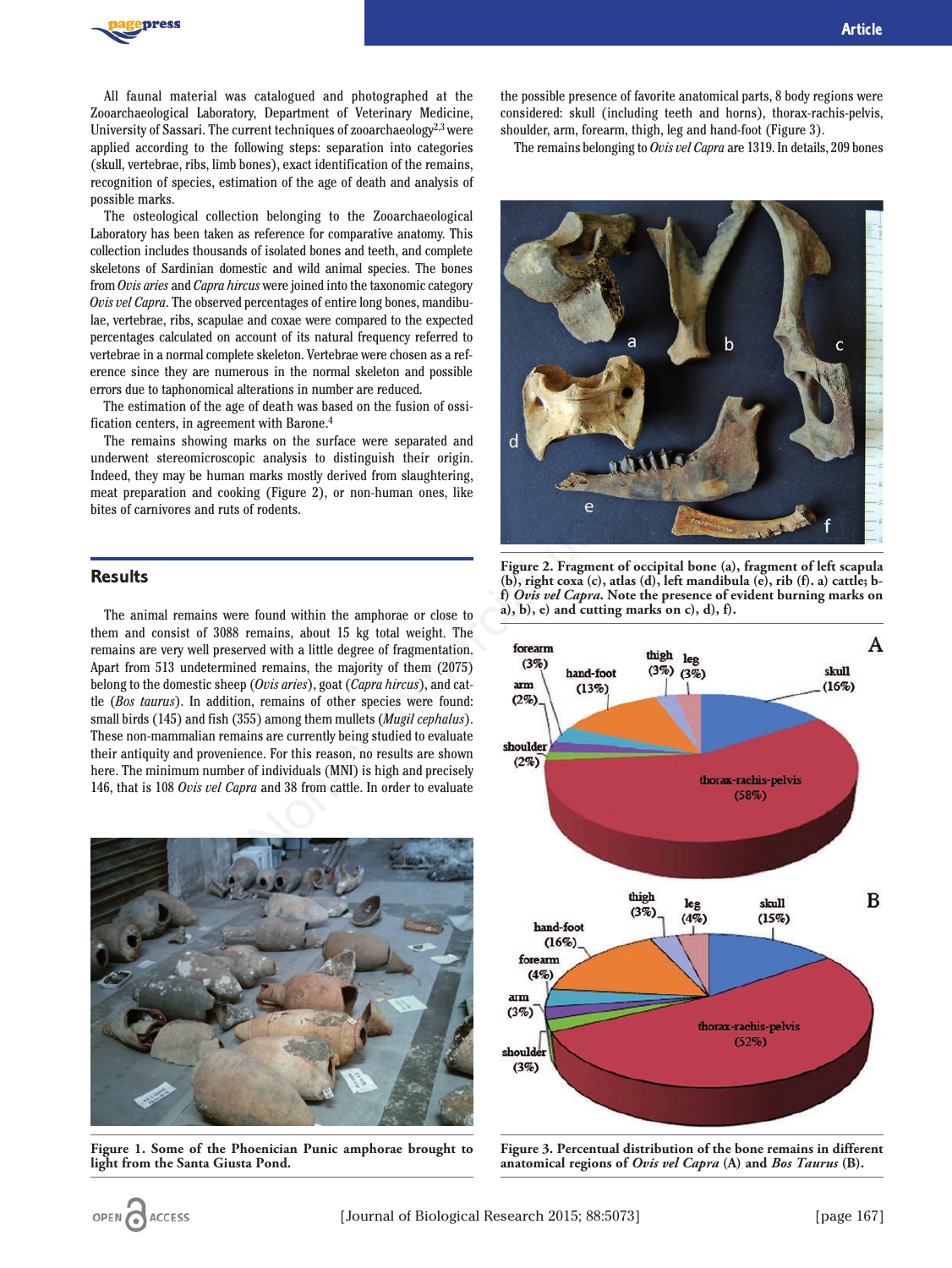All faunal material was catalogued and photographed at the Zooarchaeological Laboratory, Department of Veterinary Medicine, University of Sassari. The current techniques of zooarchaeology[2,3] were applied according to the following steps: separation into categories (skull, vertebrae, ribs, limb bones), exact identification of the remains, recognition of species, estimation of the age of death and analysis of possible marks.

The osteological collection belonging to the Zooarchaeological Laboratory has been taken as reference for comparative anatomy. This collection includes thousands of isolated bones and teeth, and complete skeletons of Sardinian domestic and wild animal species. The bones from *Ovis aries* and *Capra hircus* were joined into the taxonomic category *Ovis vel Capra*. The observed percentages of entire long bones, mandibulae, vertebrae, ribs, scapulae and coxae were compared to the expected percentages calculated on account of its natural frequency referred to vertebrae in a normal complete skeleton. Vertebrae were chosen as a reference since they are numerous in the normal skeleton and possible errors due to taphonomical alterations in number are reduced.

The estimation of the age of death was based on the fusion of ossification centers, in agreement with Barone.[4]

The remains showing marks on the surface were separated and underwent stereomicroscopic analysis to distinguish their origin. Indeed, they may be human marks mostly derived from slaughtering, meat preparation and cooking (Figure 2), or non-human ones, like bites of carnivores and ruts of rodents.

## Results

The animal remains were found within the amphorae or close to them and consist of 3088 remains, about 15 kg total weight. The remains are very well preserved with a little degree of fragmentation. Apart from 513 undetermined remains, the majority of them (2075) belong to the domestic sheep (*Ovis aries*), goat (*Capra hircus*), and cattle (*Bos taurus*). In addition, remains of other species were found: small birds (145) and fish (355) among them mullets (*Mugil cephalus*). These non-mammalian remains are currently being studied to evaluate their antiquity and provenience. For this reason, no results are shown here. The minimum number of individuals (MNI) is high and precisely 146, that is 108 *Ovis vel Capra* and 38 from cattle. In order to evaluate the possible presence of favorite anatomical parts, 8 body regions were considered: skull (including teeth and horns), thorax-rachis-pelvis, shoulder, arm, forearm, thigh, leg and hand-foot (Figure 3).

The remains belonging to *Ovis vel Capra* are 1319. In details, 209 bones

Figure 1. Some of the Phoenician Punic amphorae brought to light from the Santa Giusta Pond.

Figure 2. Fragment of occipital bone (a), fragment of left scapula (b), right coxa (c), atlas (d), left mandibula (e), rib (f). a) cattle; b-f) *Ovis vel Capra*. Note the presence of evident burning marks on a), b), e) and cutting marks on c), d), f).

Figure 3. Percentual distribution of the bone remains in different anatomical regions of *Ovis vel Capra* (A) and *Bos Taurus* (B).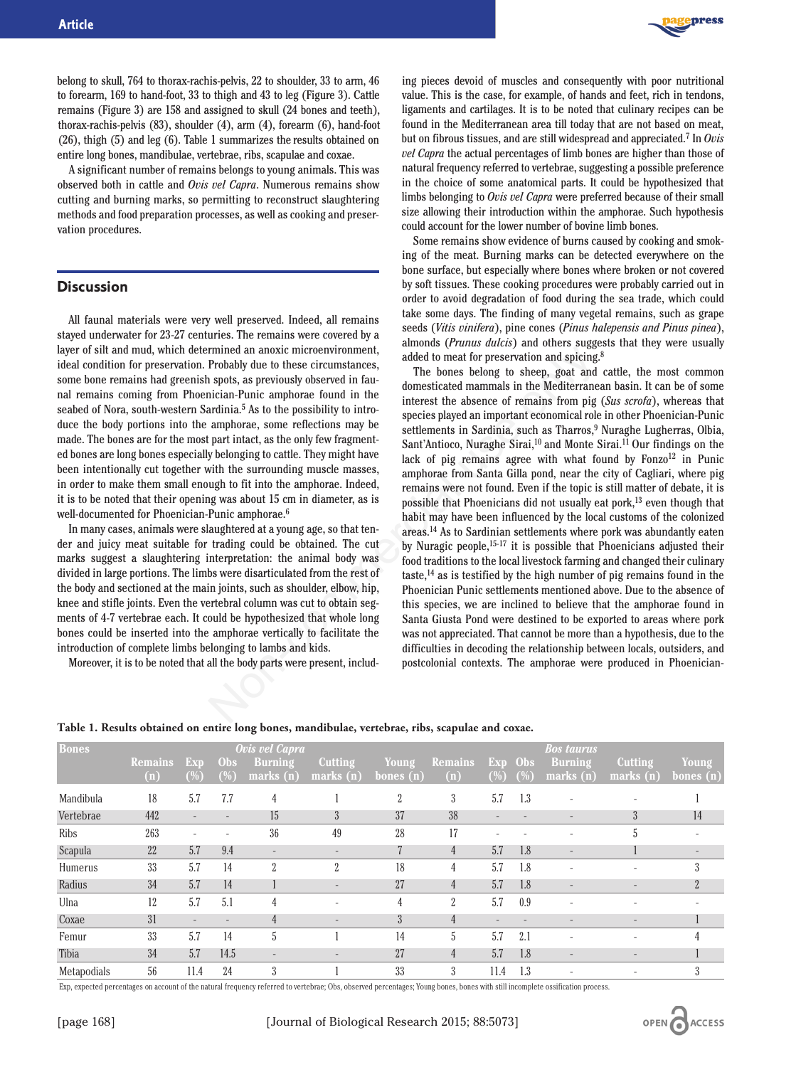belong to skull, 764 to thorax-rachis-pelvis, 22 to shoulder, 33 to arm, 46 to forearm, 169 to hand-foot, 33 to thigh and 43 to leg (Figure 3). Cattle remains (Figure 3) are 158 and assigned to skull (24 bones and teeth), thorax-rachis-pelvis (83), shoulder (4), arm (4), forearm (6), hand-foot (26), thigh (5) and leg (6). Table 1 summarizes the results obtained on entire long bones, mandibulae, vertebrae, ribs, scapulae and coxae.

A significant number of remains belongs to young animals. This was observed both in cattle and *Ovis vel Capra*. Numerous remains show cutting and burning marks, so permitting to reconstruct slaughtering methods and food preparation processes, as well as cooking and preservation procedures.

## Discussion

All faunal materials were very well preserved. Indeed, all remains stayed underwater for 23-27 centuries. The remains were covered by a layer of silt and mud, which determined an anoxic microenvironment, ideal condition for preservation. Probably due to these circumstances, some bone remains had greenish spots, as previously observed in faunal remains coming from Phoenician-Punic amphorae found in the seabed of Nora, south-western Sardinia.[5] As to the possibility to introduce the body portions into the amphorae, some reflections may be made. The bones are for the most part intact, as the only few fragmented bones are long bones especially belonging to cattle. They might have been intentionally cut together with the surrounding muscle masses, in order to make them small enough to fit into the amphorae. Indeed, it is to be noted that their opening was about 15 cm in diameter, as is well-documented for Phoenician-Punic amphorae.[6]

In many cases, animals were slaughtered at a young age, so that tender and juicy meat suitable for trading could be obtained. The cut marks suggest a slaughtering interpretation: the animal body was divided in large portions. The limbs were disarticulated from the rest of the body and sectioned at the main joints, such as shoulder, elbow, hip, knee and stifle joints. Even the vertebral column was cut to obtain segments of 4-7 vertebrae each. It could be hypothesized that whole long bones could be inserted into the amphorae vertically to facilitate the introduction of complete limbs belonging to lambs and kids.

Moreover, it is to be noted that all the body parts were present, including pieces devoid of muscles and consequently with poor nutritional value. This is the case, for example, of hands and feet, rich in tendons, ligaments and cartilages. It is to be noted that culinary recipes can be found in the Mediterranean area till today that are not based on meat, but on fibrous tissues, and are still widespread and appreciated.[7] In *Ovis vel Capra* the actual percentages of limb bones are higher than those of natural frequency referred to vertebrae, suggesting a possible preference in the choice of some anatomical parts. It could be hypothesized that limbs belonging to *Ovis vel Capra* were preferred because of their small size allowing their introduction within the amphorae. Such hypothesis could account for the lower number of bovine limb bones.

Some remains show evidence of burns caused by cooking and smoking of the meat. Burning marks can be detected everywhere on the bone surface, but especially where bones where broken or not covered by soft tissues. These cooking procedures were probably carried out in order to avoid degradation of food during the sea trade, which could take some days. The finding of many vegetal remains, such as grape seeds (*Vitis vinifera*), pine cones (*Pinus halepensis and Pinus pinea*), almonds (*Prunus dulcis*) and others suggests that they were usually added to meat for preservation and spicing.[8]

The bones belong to sheep, goat and cattle, the most common domesticated mammals in the Mediterranean basin. It can be of some interest the absence of remains from pig (*Sus scrofa*), whereas that species played an important economical role in other Phoenician-Punic settlements in Sardinia, such as Tharros,[9] Nuraghe Lugherras, Olbia, Sant'Antioco, Nuraghe Sirai,[10] and Monte Sirai.[11] Our findings on the lack of pig remains agree with what found by Fonzo[12] in Punic amphorae from Santa Gilla pond, near the city of Cagliari, where pig remains were not found. Even if the topic is still matter of debate, it is possible that Phoenicians did not usually eat pork,[13] even though that habit may have been influenced by the local customs of the colonized areas.[14] As to Sardinian settlements where pork was abundantly eaten by Nuragic people,[15-17] it is possible that Phoenicians adjusted their food traditions to the local livestock farming and changed their culinary taste,[14] as is testified by the high number of pig remains found in the Phoenician Punic settlements mentioned above. Due to the absence of this species, we are inclined to believe that the amphorae found in Santa Giusta Pond were destined to be exported to areas where pork was not appreciated. That cannot be more than a hypothesis, due to the difficulties in decoding the relationship between locals, outsiders, and postcolonial contexts. The amphorae were produced in Phoenician-

**Table 1. Results obtained on entire long bones, mandibulae, vertebrae, ribs, scapulae and coxae.**

| Bones | *Ovis vel Capra* | | | | | | *Bos taurus* | | | | | |
|---|---|---|---|---|---|---|---|---|---|---|---|---|
| | Remains (n) | Exp (%) | Obs (%) | Burning marks (n) | Cutting marks (n) | Young bones (n) | Remains (n) | Exp (%) | Obs (%) | Burning marks (n) | Cutting marks (n) | Young bones (n) |
| Mandibula | 18 | 5.7 | 7.7 | 4 | 1 | 2 | 3 | 5.7 | 1.3 | - | - | 1 |
| Vertebrae | 442 | - | - | 15 | 3 | 37 | 38 | - | - | - | 3 | 14 |
| Ribs | 263 | - | - | 36 | 49 | 28 | 17 | - | - | - | 5 | - |
| Scapula | 22 | 5.7 | 9.4 | - | - | 7 | 4 | 5.7 | 1.8 | - | 1 | - |
| Humerus | 33 | 5.7 | 14 | 2 | 2 | 18 | 4 | 5.7 | 1.8 | - | - | 3 |
| Radius | 34 | 5.7 | 14 | 1 | - | 27 | 4 | 5.7 | 1.8 | - | - | 2 |
| Ulna | 12 | 5.7 | 5.1 | 4 | - | 4 | 2 | 5.7 | 0.9 | - | - | - |
| Coxae | 31 | - | - | 4 | - | 3 | 4 | - | - | - | - | 1 |
| Femur | 33 | 5.7 | 14 | 5 | 1 | 14 | 5 | 5.7 | 2.1 | - | - | 4 |
| Tibia | 34 | 5.7 | 14.5 | - | - | 27 | 4 | 5.7 | 1.8 | - | - | 1 |
| Metapodials | 56 | 11.4 | 24 | 3 | 1 | 33 | 3 | 11.4 | 1.3 | - | - | 3 |

Exp, expected percentages on account of the natural frequency referred to vertebrae; Obs, observed percentages; Young bones, bones with still incomplete ossification process.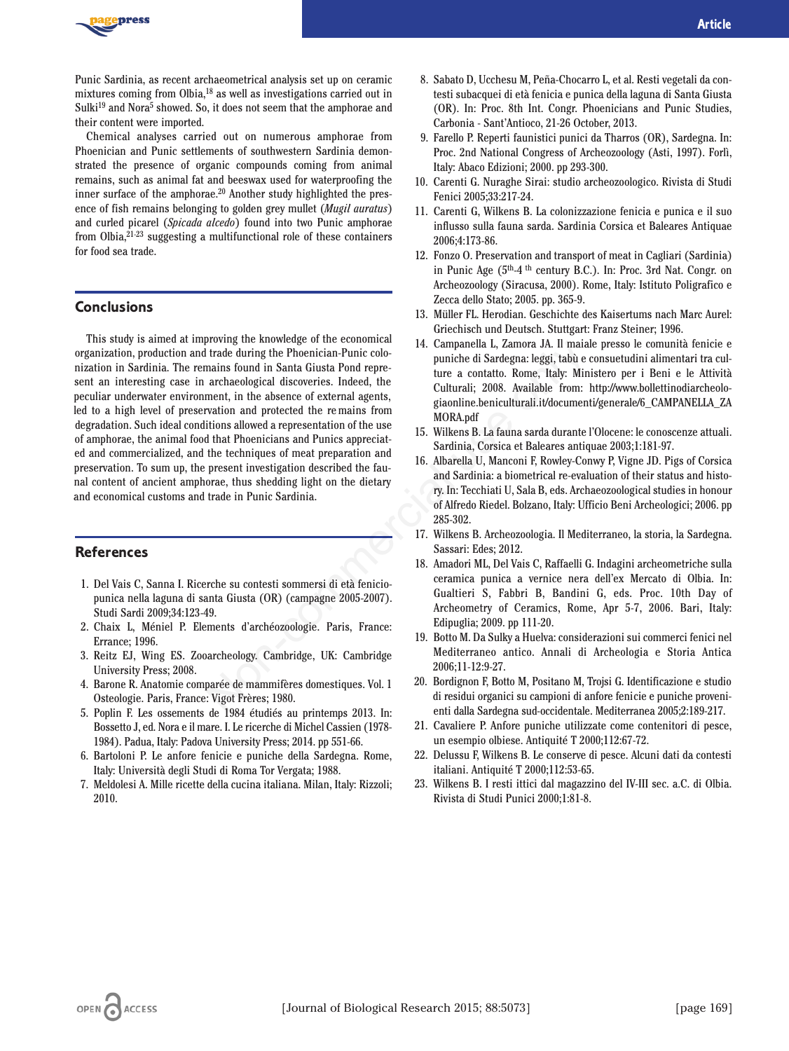Punic Sardinia, as recent archaeometrical analysis set up on ceramic mixtures coming from Olbia,[18] as well as investigations carried out in Sulki[19] and Nora[5] showed. So, it does not seem that the amphorae and their content were imported.

Chemical analyses carried out on numerous amphorae from Phoenician and Punic settlements of southwestern Sardinia demonstrated the presence of organic compounds coming from animal remains, such as animal fat and beeswax used for waterproofing the inner surface of the amphorae.[20] Another study highlighted the presence of fish remains belonging to golden grey mullet (*Mugil auratus*) and curled picarel (*Spicada alcedo*) found into two Punic amphorae from Olbia,[21-23] suggesting a multifunctional role of these containers for food sea trade.

## Conclusions

This study is aimed at improving the knowledge of the economical organization, production and trade during the Phoenician-Punic colonization in Sardinia. The remains found in Santa Giusta Pond represent an interesting case in archaeological discoveries. Indeed, the peculiar underwater environment, in the absence of external agents, led to a high level of preservation and protected the remains from degradation. Such ideal conditions allowed a representation of the use of amphorae, the animal food that Phoenicians and Punics appreciated and commercialized, and the techniques of meat preparation and preservation. To sum up, the present investigation described the faunal content of ancient amphorae, thus shedding light on the dietary and economical customs and trade in Punic Sardinia.

## References

1. Del Vais C, Sanna I. Ricerche su contesti sommersi di età fenicio-punica nella laguna di santa Giusta (OR) (campagne 2005-2007). Studi Sardi 2009;34:123-49.
2. Chaix L, Méniel P. Elements d'archéozoologie. Paris, France: Errance; 1996.
3. Reitz EJ, Wing ES. Zooarcheology. Cambridge, UK: Cambridge University Press; 2008.
4. Barone R. Anatomie comparée de mammifères domestiques. Vol. 1 Osteologie. Paris, France: Vigot Frères; 1980.
5. Poplin F. Les ossements de 1984 étudiés au printemps 2013. In: Bossetto J, ed. Nora e il mare. I. Le ricerche di Michel Cassien (1978-1984). Padua, Italy: Padova University Press; 2014. pp 551-66.
6. Bartoloni P. Le anfore fenicie e puniche della Sardegna. Rome, Italy: Università degli Studi di Roma Tor Vergata; 1988.
7. Meldolesi A. Mille ricette della cucina italiana. Milan, Italy: Rizzoli; 2010.
8. Sabato D, Ucchesu M, Peña-Chocarro L, et al. Resti vegetali da contesti subacquei di età fenicia e punica della laguna di Santa Giusta (OR). In: Proc. 8th Int. Congr. Phoenicians and Punic Studies, Carbonia - Sant'Antioco, 21-26 October, 2013.
9. Farello P. Reperti faunistici punici da Tharros (OR), Sardegna. In: Proc. 2nd National Congress of Archeozoology (Asti, 1997). Forlì, Italy: Abaco Edizioni; 2000. pp 293-300.
10. Carenti G. Nuraghe Sirai: studio archeozoologico. Rivista di Studi Fenici 2005;33:217-24.
11. Carenti G, Wilkens B. La colonizzazione fenicia e punica e il suo influsso sulla fauna sarda. Sardinia Corsica et Baleares Antiquae 2006;4:173-86.
12. Fonzo O. Preservation and transport of meat in Cagliari (Sardinia) in Punic Age (5th-4th century B.C.). In: Proc. 3rd Nat. Congr. on Archeozoology (Siracusa, 2000). Rome, Italy: Istituto Poligrafico e Zecca dello Stato; 2005. pp. 365-9.
13. Müller FL. Herodian. Geschichte des Kaisertums nach Marc Aurel: Griechisch und Deutsch. Stuttgart: Franz Steiner; 1996.
14. Campanella L, Zamora JA. Il maiale presso le comunità fenicie e puniche di Sardegna: leggi, tabù e consuetudini alimentari tra culture a contatto. Rome, Italy: Ministero per i Beni e le Attività Culturali; 2008. Available from: http://www.bollettinodiarcheologiaonline.beniculturali.it/documenti/generale/6_CAMPANELLA_ZAMORA.pdf
15. Wilkens B. La fauna sarda durante l'Olocene: le conoscenze attuali. Sardinia, Corsica et Baleares antiquae 2003;1:181-97.
16. Albarella U, Manconi F, Rowley-Conwy P, Vigne JD. Pigs of Corsica and Sardinia: a biometrical re-evaluation of their status and history. In: Tecchiati U, Sala B, eds. Archaeozoological studies in honour of Alfredo Riedel. Bolzano, Italy: Ufficio Beni Archeologici; 2006. pp 285-302.
17. Wilkens B. Archeozoologia. Il Mediterraneo, la storia, la Sardegna. Sassari: Edes; 2012.
18. Amadori ML, Del Vais C, Raffaelli G. Indagini archeometriche sulla ceramica punica a vernice nera dell'ex Mercato di Olbia. In: Gualtieri S, Fabbri B, Bandini G, eds. Proc. 10th Day of Archeometry of Ceramics, Rome, Apr 5-7, 2006. Bari, Italy: Edipuglia; 2009. pp 111-20.
19. Botto M. Da Sulky a Huelva: considerazioni sui commerci fenici nel Mediterraneo antico. Annali di Archeologia e Storia Antica 2006;11-12:9-27.
20. Bordignon F, Botto M, Positano M, Trojsi G. Identificazione e studio di residui organici su campioni di anfore fenicie e puniche provenienti dalla Sardegna sud-occidentale. Mediterranea 2005;2:189-217.
21. Cavaliere P. Anfore puniche utilizzate come contenitori di pesce, un esempio olbiese. Antiquité T 2000;112:67-72.
22. Delussu F, Wilkens B. Le conserve di pesce. Alcuni dati da contesti italiani. Antiquité T 2000;112:53-65.
23. Wilkens B. I resti ittici dal magazzino del IV-III sec. a.C. di Olbia. Rivista di Studi Punici 2000;1:81-8.